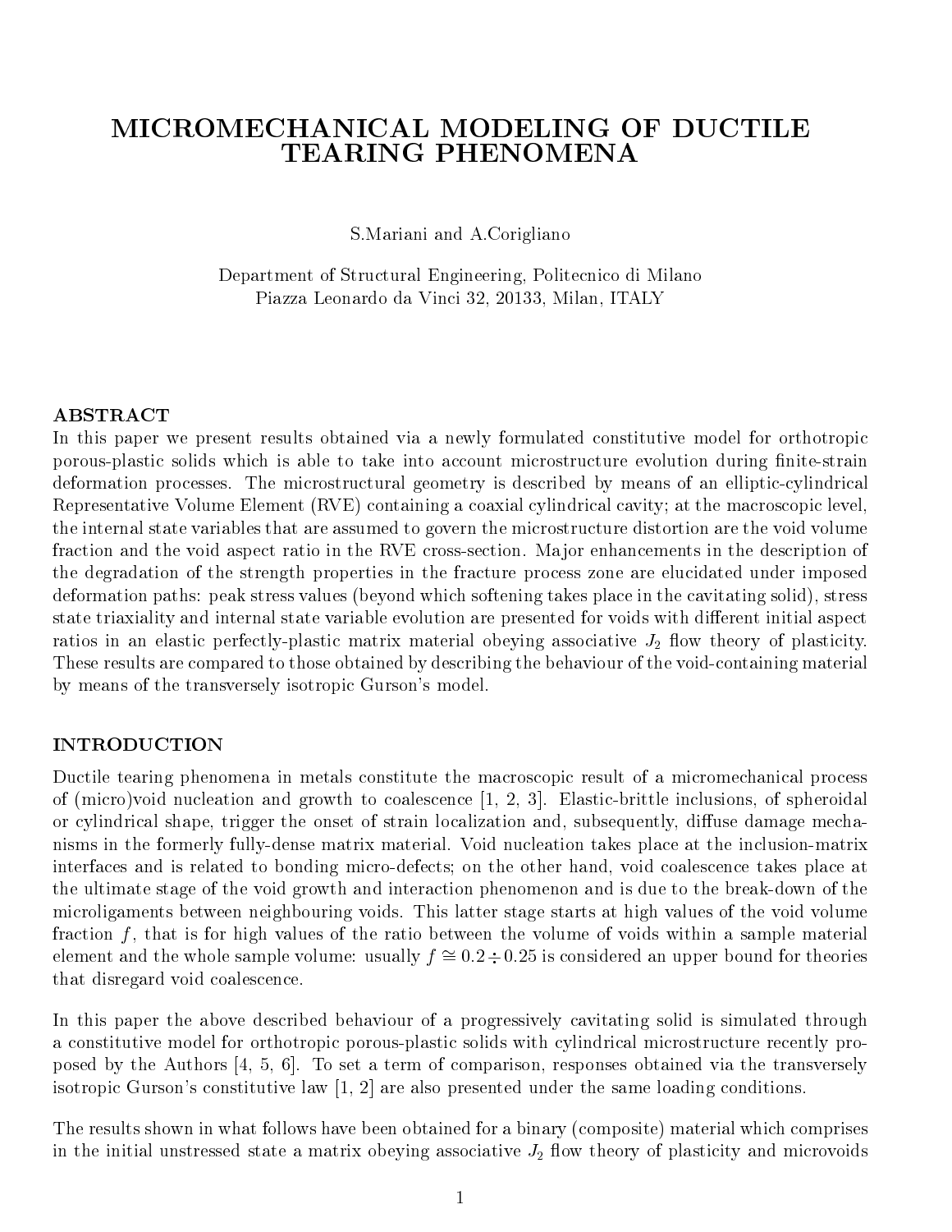# MICROMECHANICAL MODELING OF DUCTILE TEARING PHENOMENA

S.Mariani and A.Corigliano

Department of Structural Engineering, Politecnico di Milano
Piazza Leonardo da Vinci 32, 20133, Milan, ITALY

## ABSTRACT

In this paper we present results obtained via a newly formulated constitutive model for orthotropic porous-plastic solids which is able to take into account microstructure evolution during finite-strain deformation processes. The microstructural geometry is described by means of an elliptic-cylindrical Representative Volume Element (RVE) containing a coaxial cylindrical cavity; at the macroscopic level, the internal state variables that are assumed to govern the microstructure distortion are the void volume fraction and the void aspect ratio in the RVE cross-section. Major enhancements in the description of the degradation of the strength properties in the fracture process zone are elucidated under imposed deformation paths: peak stress values (beyond which softening takes place in the cavitating solid), stress state triaxiality and internal state variable evolution are presented for voids with different initial aspect ratios in an elastic perfectly-plastic matrix material obeying associative $J_2$ flow theory of plasticity. These results are compared to those obtained by describing the behaviour of the void-containing material by means of the transversely isotropic Gurson's model.

## INTRODUCTION

Ductile tearing phenomena in metals constitute the macroscopic result of a micromechanical process of (micro)void nucleation and growth to coalescence [1, 2, 3]. Elastic-brittle inclusions, of spheroidal or cylindrical shape, trigger the onset of strain localization and, subsequently, diffuse damage mechanisms in the formerly fully-dense matrix material. Void nucleation takes place at the inclusion-matrix interfaces and is related to bonding micro-defects; on the other hand, void coalescence takes place at the ultimate stage of the void growth and interaction phenomenon and is due to the break-down of the microligaments between neighbouring voids. This latter stage starts at high values of the void volume fraction $f$, that is for high values of the ratio between the volume of voids within a sample material element and the whole sample volume: usually $f \cong 0.2 \div 0.25$ is considered an upper bound for theories that disregard void coalescence.

In this paper the above described behaviour of a progressively cavitating solid is simulated through a constitutive model for orthotropic porous-plastic solids with cylindrical microstructure recently proposed by the Authors [4, 5, 6]. To set a term of comparison, responses obtained via the transversely isotropic Gurson's constitutive law [1, 2] are also presented under the same loading conditions.

The results shown in what follows have been obtained for a binary (composite) material which comprises in the initial unstressed state a matrix obeying associative $J_2$ flow theory of plasticity and microvoids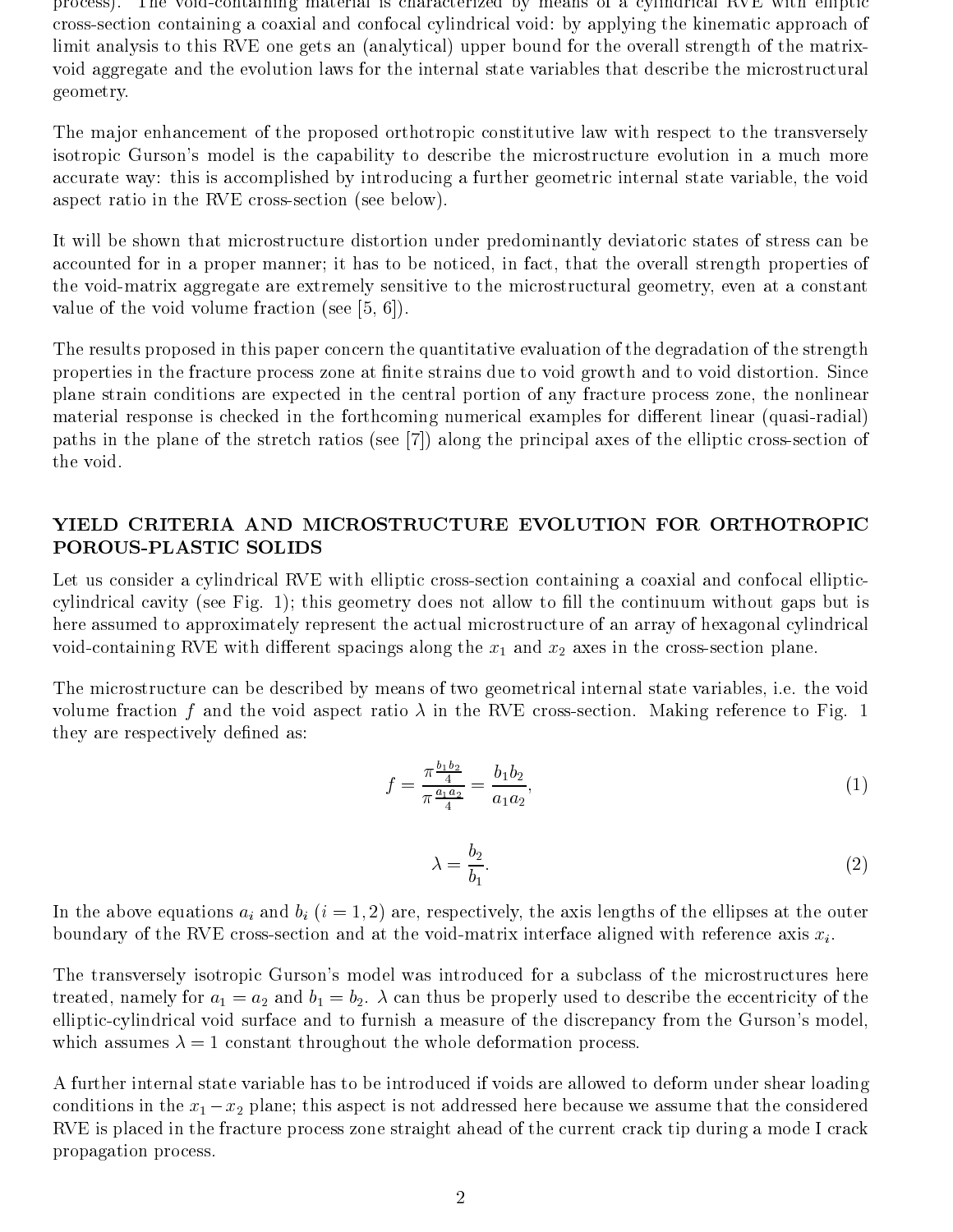process). The void-containing material is characterized by means of a cylindrical RVE with elliptic cross-section containing a coaxial and confocal cylindrical void: by applying the kinematic approach of limit analysis to this RVE one gets an (analytical) upper bound for the overall strength of the matrix-void aggregate and the evolution laws for the internal state variables that describe the microstructural geometry.

The major enhancement of the proposed orthotropic constitutive law with respect to the transversely isotropic Gurson's model is the capability to describe the microstructure evolution in a much more accurate way: this is accomplished by introducing a further geometric internal state variable, the void aspect ratio in the RVE cross-section (see below).

It will be shown that microstructure distortion under predominantly deviatoric states of stress can be accounted for in a proper manner; it has to be noticed, in fact, that the overall strength properties of the void-matrix aggregate are extremely sensitive to the microstructural geometry, even at a constant value of the void volume fraction (see [5, 6]).

The results proposed in this paper concern the quantitative evaluation of the degradation of the strength properties in the fracture process zone at finite strains due to void growth and to void distortion. Since plane strain conditions are expected in the central portion of any fracture process zone, the nonlinear material response is checked in the forthcoming numerical examples for different linear (quasi-radial) paths in the plane of the stretch ratios (see [7]) along the principal axes of the elliptic cross-section of the void.

## YIELD CRITERIA AND MICROSTRUCTURE EVOLUTION FOR ORTHOTROPIC POROUS-PLASTIC SOLIDS

Let us consider a cylindrical RVE with elliptic cross-section containing a coaxial and confocal elliptic-cylindrical cavity (see Fig. 1); this geometry does not allow to fill the continuum without gaps but is here assumed to approximately represent the actual microstructure of an array of hexagonal cylindrical void-containing RVE with different spacings along the $x_1$ and $x_2$ axes in the cross-section plane.

The microstructure can be described by means of two geometrical internal state variables, i.e. the void volume fraction $f$ and the void aspect ratio $\lambda$ in the RVE cross-section. Making reference to Fig. 1 they are respectively defined as:

$$f = \frac{\pi \frac{b_1 b_2}{4}}{\pi \frac{a_1 a_2}{4}} = \frac{b_1 b_2}{a_1 a_2}, \tag{1}$$

$$\lambda = \frac{b_2}{b_1}. \tag{2}$$

In the above equations $a_i$ and $b_i$ $(i = 1, 2)$ are, respectively, the axis lengths of the ellipses at the outer boundary of the RVE cross-section and at the void-matrix interface aligned with reference axis $x_i$.

The transversely isotropic Gurson's model was introduced for a subclass of the microstructures here treated, namely for $a_1 = a_2$ and $b_1 = b_2$. $\lambda$ can thus be properly used to describe the eccentricity of the elliptic-cylindrical void surface and to furnish a measure of the discrepancy from the Gurson's model, which assumes $\lambda = 1$ constant throughout the whole deformation process.

A further internal state variable has to be introduced if voids are allowed to deform under shear loading conditions in the $x_1 - x_2$ plane; this aspect is not addressed here because we assume that the considered RVE is placed in the fracture process zone straight ahead of the current crack tip during a mode I crack propagation process.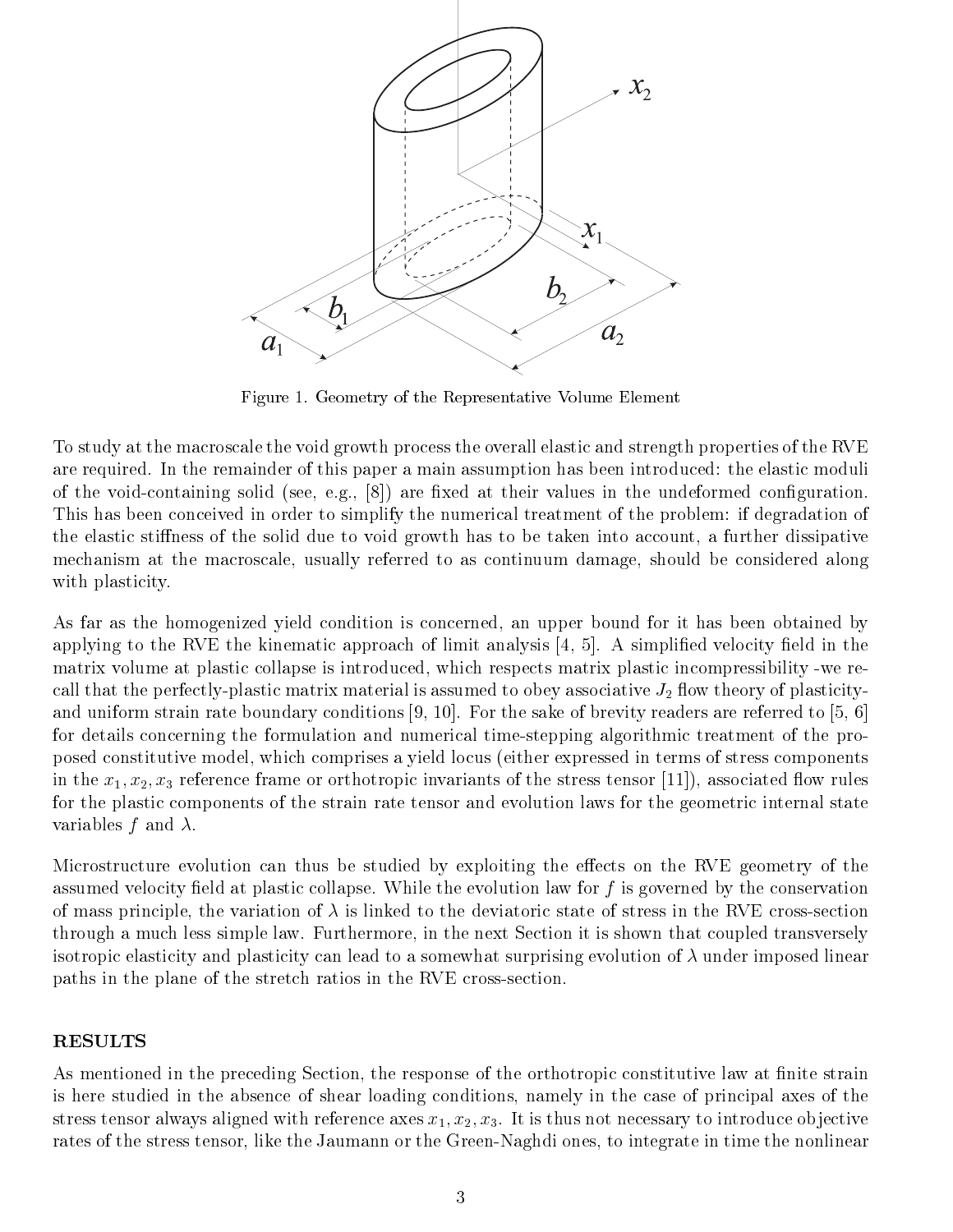Figure 1. Geometry of the Representative Volume Element

To study at the macroscale the void growth process the overall elastic and strength properties of the RVE are required. In the remainder of this paper a main assumption has been introduced: the elastic moduli of the void-containing solid (see, e.g., [8]) are fixed at their values in the undeformed configuration. This has been conceived in order to simplify the numerical treatment of the problem: if degradation of the elastic stiffness of the solid due to void growth has to be taken into account, a further dissipative mechanism at the macroscale, usually referred to as continuum damage, should be considered along with plasticity.

As far as the homogenized yield condition is concerned, an upper bound for it has been obtained by applying to the RVE the kinematic approach of limit analysis [4, 5]. A simplified velocity field in the matrix volume at plastic collapse is introduced, which respects matrix plastic incompressibility -we recall that the perfectly-plastic matrix material is assumed to obey associative $J_2$ flow theory of plasticity- and uniform strain rate boundary conditions [9, 10]. For the sake of brevity readers are referred to [5, 6] for details concerning the formulation and numerical time-stepping algorithmic treatment of the proposed constitutive model, which comprises a yield locus (either expressed in terms of stress components in the $x_1, x_2, x_3$ reference frame or orthotropic invariants of the stress tensor [11]), associated flow rules for the plastic components of the strain rate tensor and evolution laws for the geometric internal state variables $f$ and $\lambda$.

Microstructure evolution can thus be studied by exploiting the effects on the RVE geometry of the assumed velocity field at plastic collapse. While the evolution law for $f$ is governed by the conservation of mass principle, the variation of $\lambda$ is linked to the deviatoric state of stress in the RVE cross-section through a much less simple law. Furthermore, in the next Section it is shown that coupled transversely isotropic elasticity and plasticity can lead to a somewhat surprising evolution of $\lambda$ under imposed linear paths in the plane of the stretch ratios in the RVE cross-section.

## RESULTS

As mentioned in the preceding Section, the response of the orthotropic constitutive law at finite strain is here studied in the absence of shear loading conditions, namely in the case of principal axes of the stress tensor always aligned with reference axes $x_1, x_2, x_3$. It is thus not necessary to introduce objective rates of the stress tensor, like the Jaumann or the Green-Naghdi ones, to integrate in time the nonlinear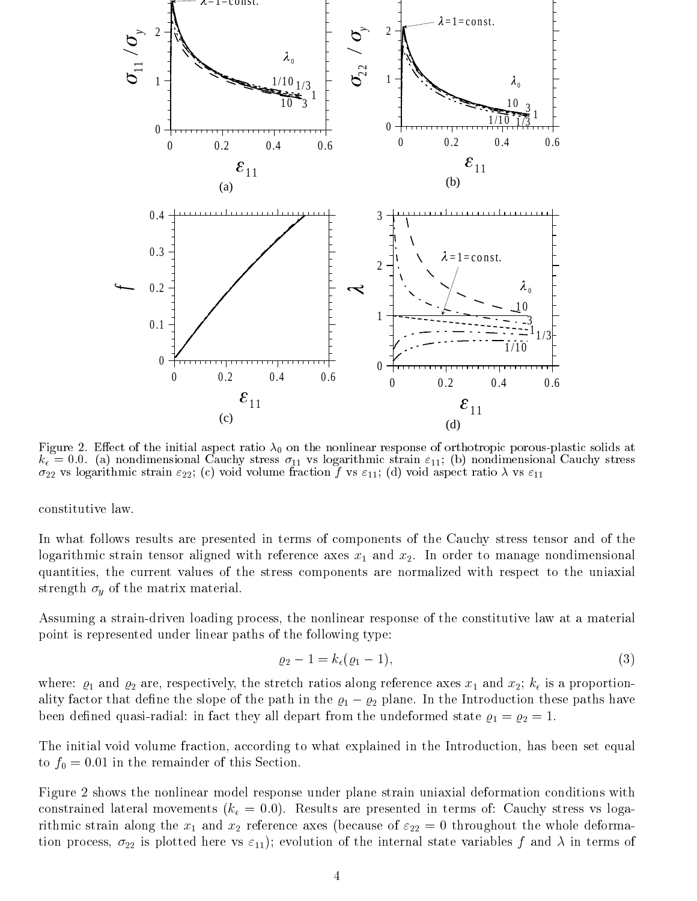Figure 2. Effect of the initial aspect ratio $\lambda_0$ on the nonlinear response of orthotropic porous-plastic solids at $k_\epsilon = 0.0$. (a) nondimensional Cauchy stress $\sigma_{11}$ vs logarithmic strain $\varepsilon_{11}$; (b) nondimensional Cauchy stress $\sigma_{22}$ vs logarithmic strain $\varepsilon_{22}$; (c) void volume fraction $f$ vs $\varepsilon_{11}$; (d) void aspect ratio $\lambda$ vs $\varepsilon_{11}$

constitutive law.

In what follows results are presented in terms of components of the Cauchy stress tensor and of the logarithmic strain tensor aligned with reference axes $x_1$ and $x_2$. In order to manage nondimensional quantities, the current values of the stress components are normalized with respect to the uniaxial strength $\sigma_y$ of the matrix material.

Assuming a strain-driven loading process, the nonlinear response of the constitutive law at a material point is represented under linear paths of the following type:

$$\varrho_2 - 1 = k_\epsilon(\varrho_1 - 1), \tag{3}$$

where: $\varrho_1$ and $\varrho_2$ are, respectively, the stretch ratios along reference axes $x_1$ and $x_2$; $k_\epsilon$ is a proportionality factor that define the slope of the path in the $\varrho_1 - \varrho_2$ plane. In the Introduction these paths have been defined quasi-radial: in fact they all depart from the undeformed state $\varrho_1 = \varrho_2 = 1$.

The initial void volume fraction, according to what explained in the Introduction, has been set equal to $f_0 = 0.01$ in the remainder of this Section.

Figure 2 shows the nonlinear model response under plane strain uniaxial deformation conditions with constrained lateral movements ($k_\epsilon = 0.0$). Results are presented in terms of: Cauchy stress vs logarithmic strain along the $x_1$ and $x_2$ reference axes (because of $\varepsilon_{22} = 0$ throughout the whole deformation process, $\sigma_{22}$ is plotted here vs $\varepsilon_{11}$); evolution of the internal state variables $f$ and $\lambda$ in terms of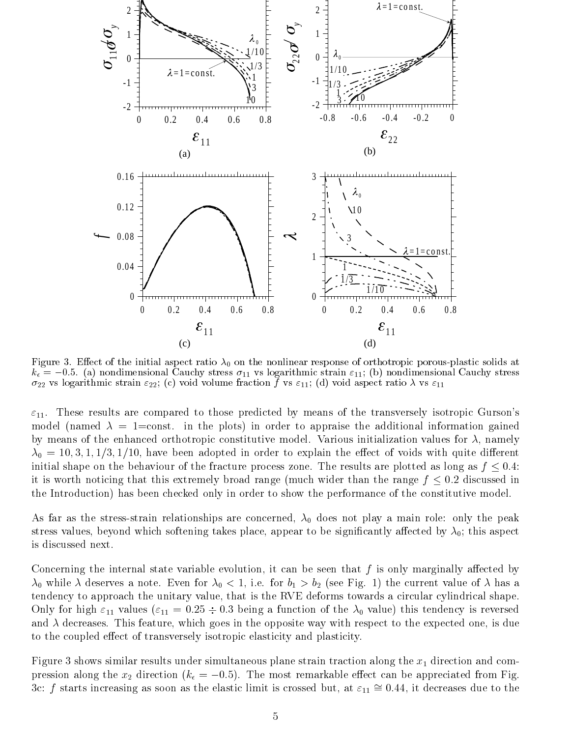Figure 3. Effect of the initial aspect ratio $\lambda_0$ on the nonlinear response of orthotropic porous-plastic solids at $k_\epsilon = -0.5$. (a) nondimensional Cauchy stress $\sigma_{11}$ vs logarithmic strain $\varepsilon_{11}$; (b) nondimensional Cauchy stress $\sigma_{22}$ vs logarithmic strain $\varepsilon_{22}$; (c) void volume fraction $f$ vs $\varepsilon_{11}$; (d) void aspect ratio $\lambda$ vs $\varepsilon_{11}$

$\varepsilon_{11}$. These results are compared to those predicted by means of the transversely isotropic Gurson's model (named $\lambda = 1$=const. in the plots) in order to appraise the additional information gained by means of the enhanced orthotropic constitutive model. Various initialization values for $\lambda$, namely $\lambda_0 = 10, 3, 1, 1/3, 1/10$, have been adopted in order to explain the effect of voids with quite different initial shape on the behaviour of the fracture process zone. The results are plotted as long as $f \leq 0.4$: it is worth noticing that this extremely broad range (much wider than the range $f \leq 0.2$ discussed in the Introduction) has been checked only in order to show the performance of the constitutive model.

As far as the stress-strain relationships are concerned, $\lambda_0$ does not play a main role: only the peak stress values, beyond which softening takes place, appear to be significantly affected by $\lambda_0$; this aspect is discussed next.

Concerning the internal state variable evolution, it can be seen that $f$ is only marginally affected by $\lambda_0$ while $\lambda$ deserves a note. Even for $\lambda_0 < 1$, i.e. for $b_1 > b_2$ (see Fig. 1) the current value of $\lambda$ has a tendency to approach the unitary value, that is the RVE deforms towards a circular cylindrical shape. Only for high $\varepsilon_{11}$ values ($\varepsilon_{11} = 0.25 \div 0.3$ being a function of the $\lambda_0$ value) this tendency is reversed and $\lambda$ decreases. This feature, which goes in the opposite way with respect to the expected one, is due to the coupled effect of transversely isotropic elasticity and plasticity.

Figure 3 shows similar results under simultaneous plane strain traction along the $x_1$ direction and compression along the $x_2$ direction ($k_\epsilon = -0.5$). The most remarkable effect can be appreciated from Fig. 3c: $f$ starts increasing as soon as the elastic limit is crossed but, at $\varepsilon_{11} \cong 0.44$, it decreases due to the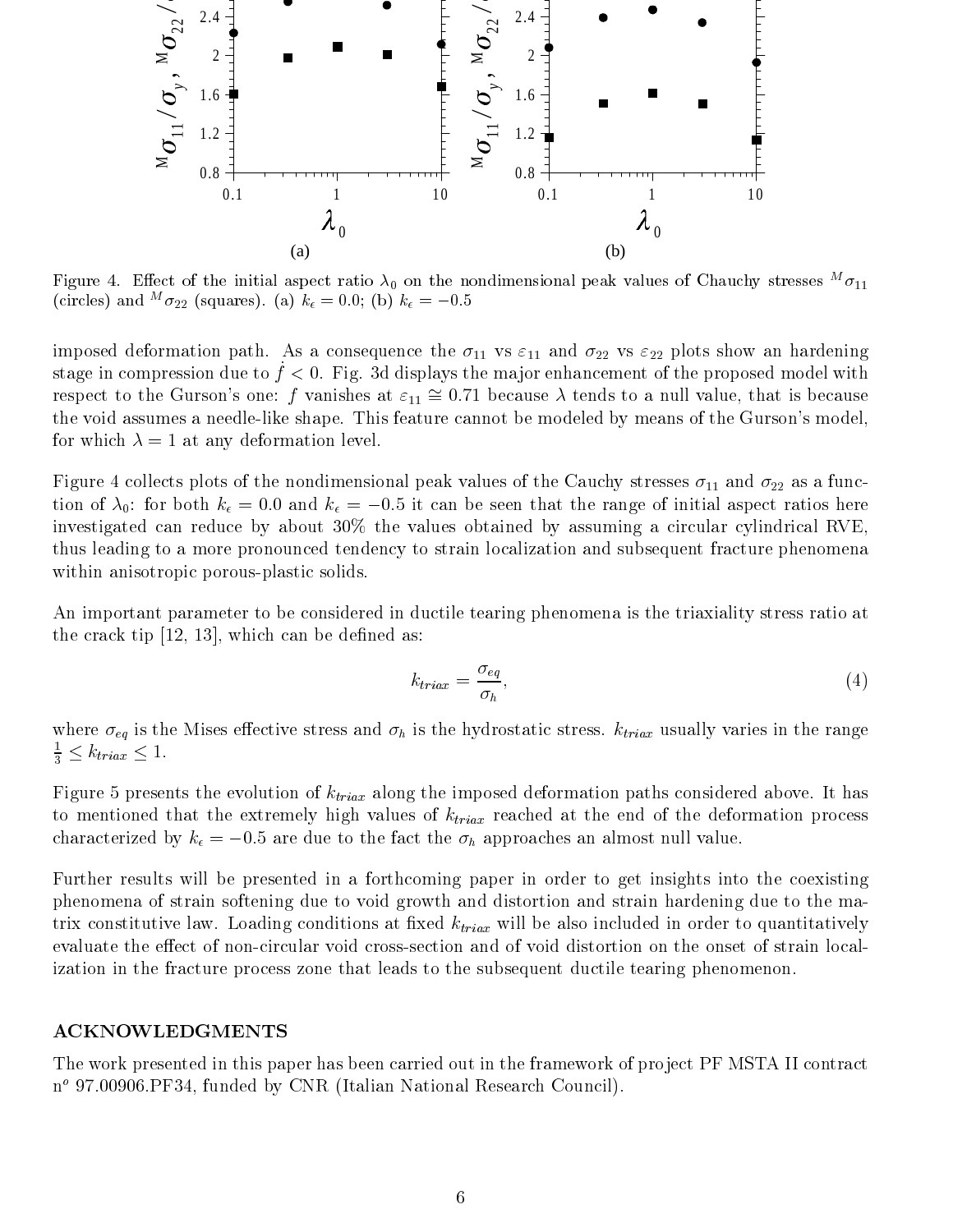Figure 4. Effect of the initial aspect ratio $\lambda_0$ on the nondimensional peak values of Chauchy stresses ${}^M\sigma_{11}$ (circles) and ${}^M\sigma_{22}$ (squares). (a) $k_\epsilon = 0.0$; (b) $k_\epsilon = -0.5$

imposed deformation path. As a consequence the $\sigma_{11}$ vs $\varepsilon_{11}$ and $\sigma_{22}$ vs $\varepsilon_{22}$ plots show an hardening stage in compression due to $\dot{f} < 0$. Fig. 3d displays the major enhancement of the proposed model with respect to the Gurson's one: $f$ vanishes at $\varepsilon_{11} \cong 0.71$ because $\lambda$ tends to a null value, that is because the void assumes a needle-like shape. This feature cannot be modeled by means of the Gurson's model, for which $\lambda = 1$ at any deformation level.

Figure 4 collects plots of the nondimensional peak values of the Cauchy stresses $\sigma_{11}$ and $\sigma_{22}$ as a function of $\lambda_0$: for both $k_\epsilon = 0.0$ and $k_\epsilon = -0.5$ it can be seen that the range of initial aspect ratios here investigated can reduce by about 30% the values obtained by assuming a circular cylindrical RVE, thus leading to a more pronounced tendency to strain localization and subsequent fracture phenomena within anisotropic porous-plastic solids.

An important parameter to be considered in ductile tearing phenomena is the triaxiality stress ratio at the crack tip [12, 13], which can be defined as:

$$k_{triax} = \frac{\sigma_{eq}}{\sigma_h}, \tag{4}$$

where $\sigma_{eq}$ is the Mises effective stress and $\sigma_h$ is the hydrostatic stress. $k_{triax}$ usually varies in the range $\frac{1}{3} \leq k_{triax} \leq 1$.

Figure 5 presents the evolution of $k_{triax}$ along the imposed deformation paths considered above. It has to mentioned that the extremely high values of $k_{triax}$ reached at the end of the deformation process characterized by $k_\epsilon = -0.5$ are due to the fact the $\sigma_h$ approaches an almost null value.

Further results will be presented in a forthcoming paper in order to get insights into the coexisting phenomena of strain softening due to void growth and distortion and strain hardening due to the matrix constitutive law. Loading conditions at fixed $k_{triax}$ will be also included in order to quantitatively evaluate the effect of non-circular void cross-section and of void distortion on the onset of strain localization in the fracture process zone that leads to the subsequent ductile tearing phenomenon.

## ACKNOWLEDGMENTS

The work presented in this paper has been carried out in the framework of project PF MSTA II contract n$^o$ 97.00906.PF34, funded by CNR (Italian National Research Council).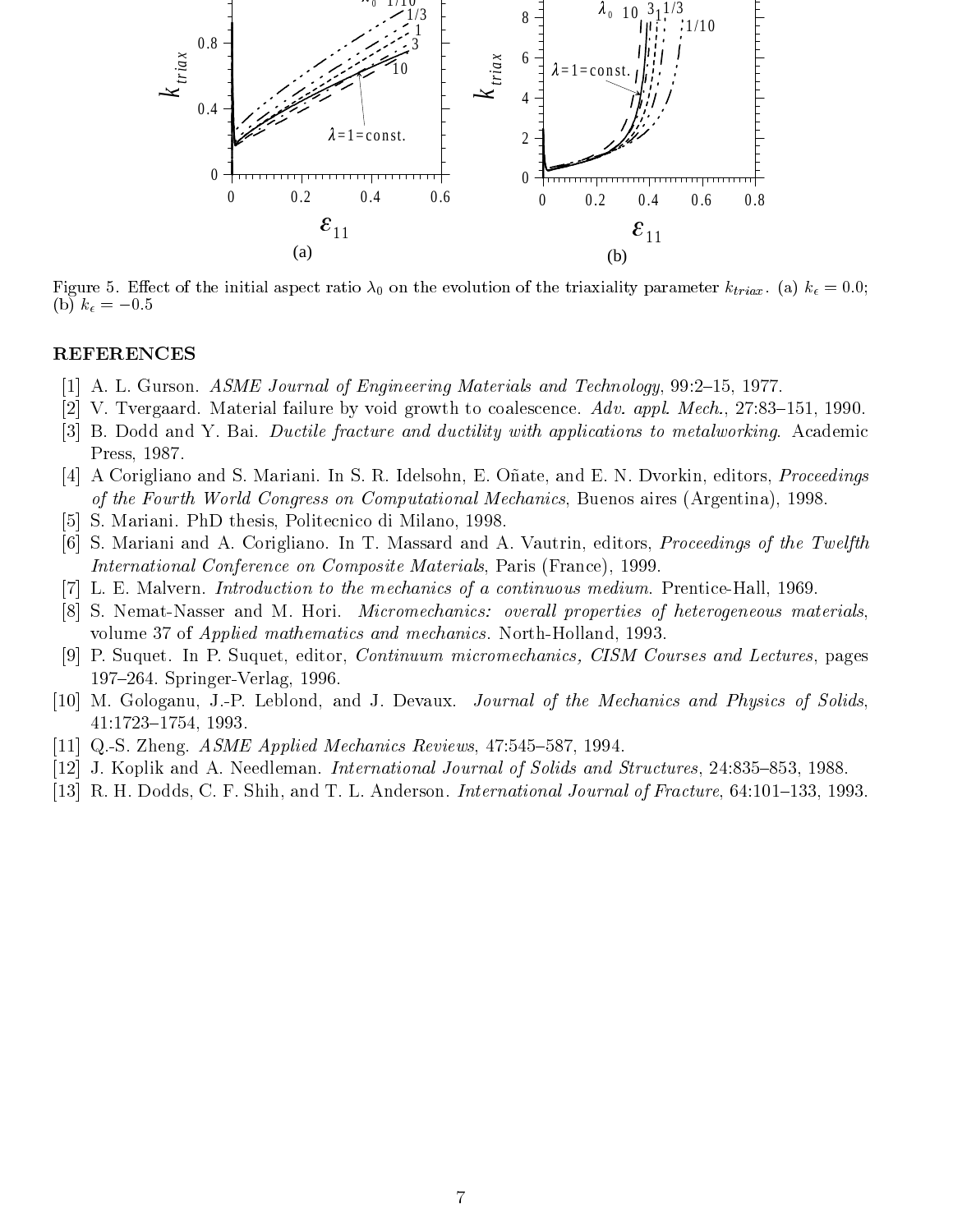$\lambda_0$ 1/10
1/3
1
3
10
0.8
$k_{triax}$
0.4
0
$\lambda$=1=const.
0
0.2
0.4
0.6
$\varepsilon_{11}$
(a)

8
$\lambda_0$ 10 3 1 1/3
1/10
6
$k_{triax}$
$\lambda$=1=const.
4
2
0
0
0.2
0.4
0.6
0.8
$\varepsilon_{11}$
(b)

Figure 5. Effect of the initial aspect ratio $\lambda_0$ on the evolution of the triaxiality parameter $k_{triax}$. (a) $k_\epsilon = 0.0$; (b) $k_\epsilon = -0.5$

## REFERENCES

[1] A. L. Gurson. *ASME Journal of Engineering Materials and Technology*, 99:2–15, 1977.

[2] V. Tvergaard. Material failure by void growth to coalescence. *Adv. appl. Mech.*, 27:83–151, 1990.

[3] B. Dodd and Y. Bai. *Ductile fracture and ductility with applications to metalworking*. Academic Press, 1987.

[4] A Corigliano and S. Mariani. In S. R. Idelsohn, E. Oñate, and E. N. Dvorkin, editors, *Proceedings of the Fourth World Congress on Computational Mechanics*, Buenos aires (Argentina), 1998.

[5] S. Mariani. PhD thesis, Politecnico di Milano, 1998.

[6] S. Mariani and A. Corigliano. In T. Massard and A. Vautrin, editors, *Proceedings of the Twelfth International Conference on Composite Materials*, Paris (France), 1999.

[7] L. E. Malvern. *Introduction to the mechanics of a continuous medium.* Prentice-Hall, 1969.

[8] S. Nemat-Nasser and M. Hori. *Micromechanics: overall properties of heterogeneous materials*, volume 37 of *Applied mathematics and mechanics*. North-Holland, 1993.

[9] P. Suquet. In P. Suquet, editor, *Continuum micromechanics, CISM Courses and Lectures*, pages 197–264. Springer-Verlag, 1996.

[10] M. Gologanu, J.-P. Leblond, and J. Devaux. *Journal of the Mechanics and Physics of Solids*, 41:1723–1754, 1993.

[11] Q.-S. Zheng. *ASME Applied Mechanics Reviews*, 47:545–587, 1994.

[12] J. Koplik and A. Needleman. *International Journal of Solids and Structures*, 24:835–853, 1988.

[13] R. H. Dodds, C. F. Shih, and T. L. Anderson. *International Journal of Fracture*, 64:101–133, 1993.